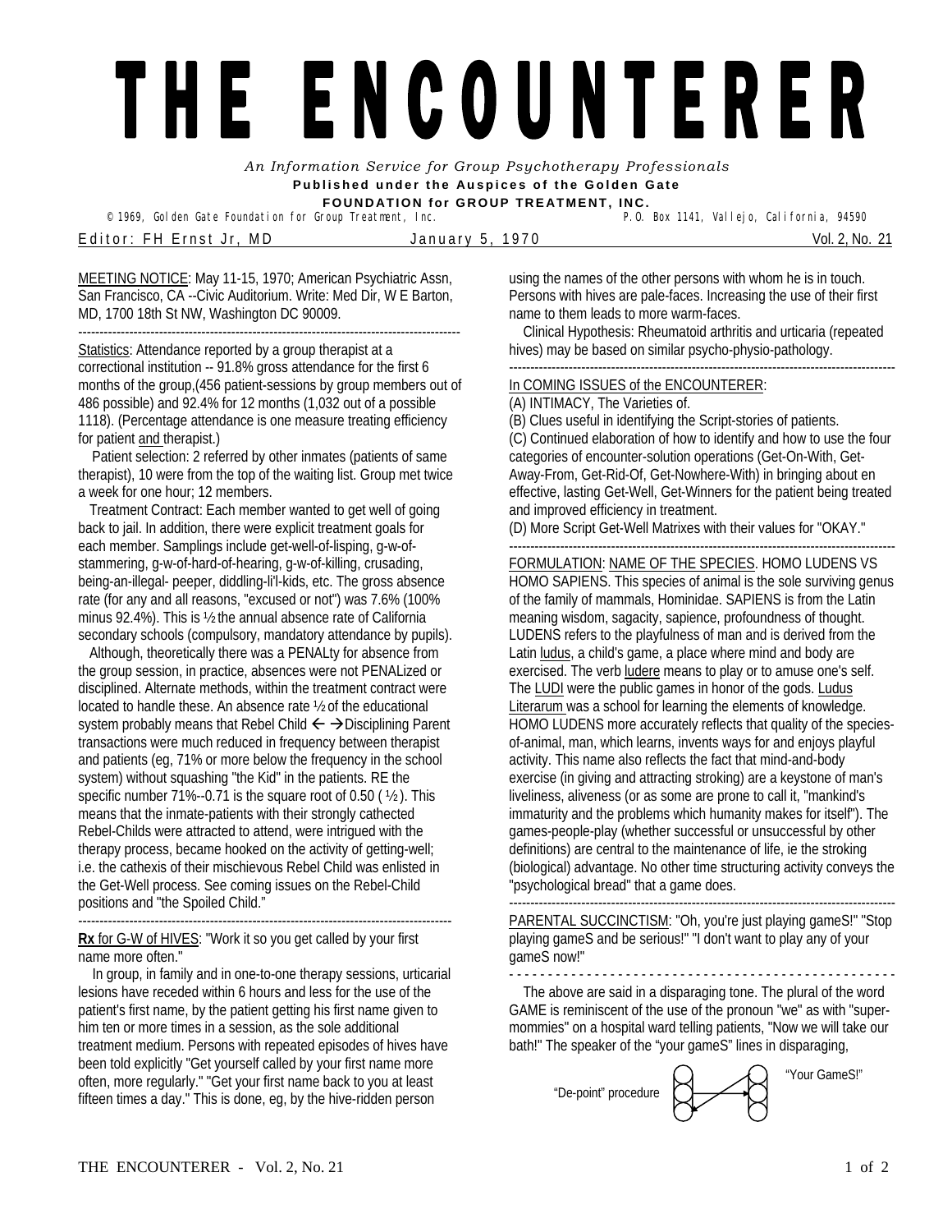# THE ENCOUNTER ER

*An Information Service for Group Psychotherapy Professionals*

**Published under the Auspices of the Golden Gate FOUNDATION for GROUP TREATMENT, INC.**

© 1969, Golden Gate Foundation for Group Treatment, Inc. P.O. Box 1141, Vallejo, California, 94590

Editor: FH Ernst Jr, MD — January 5, 1970 — Vol. 2, No. 21

MEETING NOTICE: May 11-15, 1970; American Psychiatric Assn, San Francisco, CA --Civic Auditorium. Write: Med Dir, W E Barton, MD, 1700 18th St NW, Washington DC 90009.

---

Statistics: Attendance reported by a group therapist at a correctional institution -- 91.8% gross attendance for the first 6 months of the group,(456 patient-sessions by group members out of 486 possible) and 92.4% for 12 months (1,032 out of a possible 1118). (Percentage attendance is one measure treating efficiency for patient and therapist.)

Patient selection: 2 referred by other inmates (patients of same therapist), 10 were from the top of the waiting list. Group met twice a week for one hour; 12 members.

Treatment Contract: Each member wanted to get well of going back to jail. In addition, there were explicit treatment goals for each member. Samplings include get-well-of-lisping, g-w-of-stammering, g-w-of-hard-of-hearing, g-w-of-killing, crusading, being-an-illegal- peeper, diddling-li'l-kids, etc. The gross absence rate (for any and all reasons, "excused or not") was 7.6% (100% minus 92.4%). This is ½ the annual absence rate of California secondary schools (compulsory, mandatory attendance by pupils).

Although, theoretically there was a PENALty for absence from the group session, in practice, absences were not PENALized or disciplined. Alternate methods, within the treatment contract were located to handle these. An absence rate ½ of the educational system probably means that Rebel Child ← →Disciplining Parent transactions were much reduced in frequency between therapist and patients (eg, 71% or more below the frequency in the school system) without squashing "the Kid" in the patients. RE the specific number 71%--0.71 is the square root of 0.50 ( ½). This means that the inmate-patients with their strongly cathected Rebel-Childs were attracted to attend, were intrigued with the therapy process, became hooked on the activity of getting-well; i.e. the cathexis of their mischievous Rebel Child was enlisted in the Get-Well process. See coming issues on the Rebel-Child positions and "the Spoiled Child."

---

**Rx** for G-W of HIVES: "Work it so you get called by your first name more often."

In group, in family and in one-to-one therapy sessions, urticarial lesions have receded within 6 hours and less for the use of the patient's first name, by the patient getting his first name given to him ten or more times in a session, as the sole additional treatment medium. Persons with repeated episodes of hives have been told explicitly "Get yourself called by your first name more often, more regularly." "Get your first name back to you at least fifteen times a day." This is done, eg, by the hive-ridden person using the names of the other persons with whom he is in touch. Persons with hives are pale-faces. Increasing the use of their first name to them leads to more warm-faces.

Clinical Hypothesis: Rheumatoid arthritis and urticaria (repeated hives) may be based on similar psycho-physio-pathology.

---

In COMING ISSUES of the ENCOUNTERER:

(A) INTIMACY, The Varieties of.

(B) Clues useful in identifying the Script-stories of patients.

(C) Continued elaboration of how to identify and how to use the four categories of encounter-solution operations (Get-On-With, Get-Away-From, Get-Rid-Of, Get-Nowhere-With) in bringing about en effective, lasting Get-Well, Get-Winners for the patient being treated and improved efficiency in treatment.

(D) More Script Get-Well Matrixes with their values for "OKAY."

---

FORMULATION: NAME OF THE SPECIES. HOMO LUDENS VS HOMO SAPIENS. This species of animal is the sole surviving genus of the family of mammals, Hominidae. SAPIENS is from the Latin meaning wisdom, sagacity, sapience, profoundness of thought. LUDENS refers to the playfulness of man and is derived from the Latin ludus, a child's game, a place where mind and body are exercised. The verb ludere means to play or to amuse one's self. The LUDI were the public games in honor of the gods. Ludus Literarum was a school for learning the elements of knowledge. HOMO LUDENS more accurately reflects that quality of the species-of-animal, man, which learns, invents ways for and enjoys playful activity. This name also reflects the fact that mind-and-body exercise (in giving and attracting stroking) are a keystone of man's liveliness, aliveness (or as some are prone to call it, "mankind's immaturity and the problems which humanity makes for itself"). The games-people-play (whether successful or unsuccessful by other definitions) are central to the maintenance of life, ie the stroking (biological) advantage. No other time structuring activity conveys the "psychological bread" that a game does.

---

PARENTAL SUCCINCTISM: "Oh, you're just playing gameS!" "Stop playing gameS and be serious!" "I don't want to play any of your gameS now!"

---

The above are said in a disparaging tone. The plural of the word GAME is reminiscent of the use of the pronoun "we" as with "super-mommies" on a hospital ward telling patients, "Now we will take our bath!" The speaker of the "your gameS" lines in disparaging,

"De-point" procedure — "Your GameS!"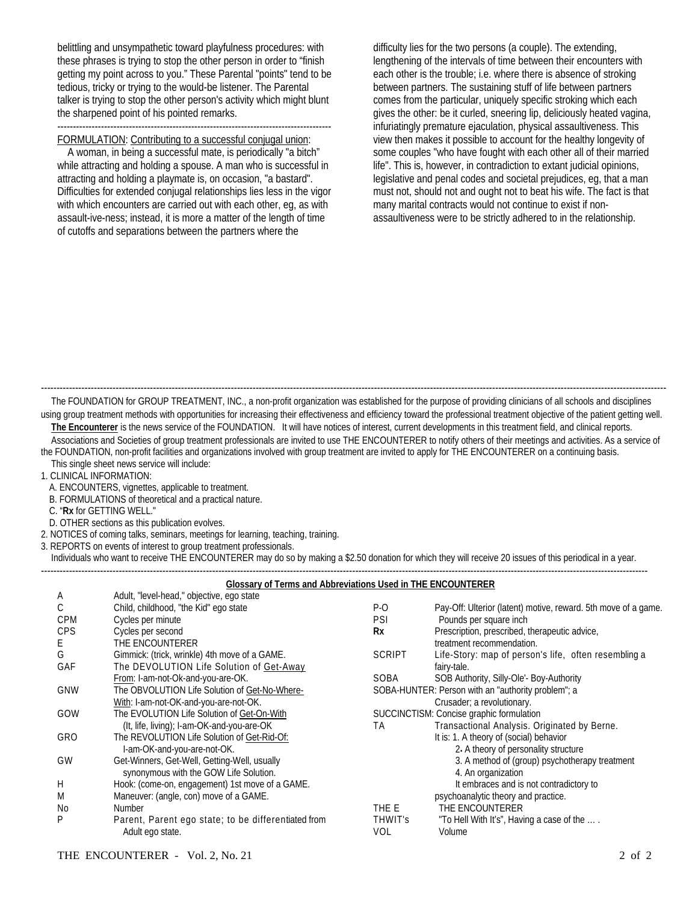belittling and unsympathetic toward playfulness procedures: with these phrases is trying to stop the other person in order to "finish getting my point across to you." These Parental "points" tend to be tedious, tricky or trying to the would-be listener. The Parental talker is trying to stop the other person's activity which might blunt the sharpened point of his pointed remarks.

---

FORMULATION: Contributing to a successful conjugal union:

A woman, in being a successful mate, is periodically "a bitch" while attracting and holding a spouse. A man who is successful in attracting and holding a playmate is, on occasion, "a bastard". Difficulties for extended conjugal relationships lies less in the vigor with which encounters are carried out with each other, eg, as with assault-ive-ness; instead, it is more a matter of the length of time of cutoffs and separations between the partners where the difficulty lies for the two persons (a couple). The extending, lengthening of the intervals of time between their encounters with each other is the trouble; i.e. where there is absence of stroking between partners. The sustaining stuff of life between partners comes from the particular, uniquely specific stroking which each gives the other: be it curled, sneering lip, deliciously heated vagina, infuriatingly premature ejaculation, physical assaultiveness. This view then makes it possible to account for the healthy longevity of some couples "who have fought with each other all of their married life". This is, however, in contradiction to extant judicial opinions, legislative and penal codes and societal prejudices, eg, that a man must not, should not and ought not to beat his wife. The fact is that many marital contracts would not continue to exist if non-assaultiveness were to be strictly adhered to in the relationship.

---

The FOUNDATION for GROUP TREATMENT, INC., a non-profit organization was established for the purpose of providing clinicians of all schools and disciplines using group treatment methods with opportunities for increasing their effectiveness and efficiency toward the professional treatment objective of the patient getting well.

**The Encounterer** is the news service of the FOUNDATION. It will have notices of interest, current developments in this treatment field, and clinical reports.

Associations and Societies of group treatment professionals are invited to use THE ENCOUNTERER to notify others of their meetings and activities. As a service of the FOUNDATION, non-profit facilities and organizations involved with group treatment are invited to apply for THE ENCOUNTERER on a continuing basis.

This single sheet news service will include:

1. CLINICAL INFORMATION:
   A. ENCOUNTERS, vignettes, applicable to treatment.
   B. FORMULATIONS of theoretical and a practical nature.
   C. "**Rx** for GETTING WELL."
   D. OTHER sections as this publication evolves.
2. NOTICES of coming talks, seminars, meetings for learning, teaching, training.
3. REPORTS on events of interest to group treatment professionals.

Individuals who want to receive THE ENCOUNTERER may do so by making a $2.50 donation for which they will receive 20 issues of this periodical in a year.

---

**Glossary of Terms and Abbreviations Used in THE ENCOUNTERER**

| | |
|---|---|
| A | Adult, "level-head," objective, ego state |
| C | Child, childhood, "the Kid" ego state |
| CPM | Cycles per minute |
| CPS | Cycles per second |
| E | THE ENCOUNTERER |
| G | Gimmick: (trick, wrinkle) 4th move of a GAME. |
| GAF | The DEVOLUTION Life Solution of Get-Away From: I-am-not-Ok-and-you-are-OK. |
| GNW | The OBVOLUTION Life Solution of Get-No-Where-With: I-am-not-OK-and-you-are-not-OK. |
| GOW | The EVOLUTION Life Solution of Get-On-With (It, life, living); I-am-OK-and-you-are-OK |
| GRO | The REVOLUTION Life Solution of Get-Rid-Of: I-am-OK-and-you-are-not-OK. |
| GW | Get-Winners, Get-Well, Getting-Well, usually synonymous with the GOW Life Solution. |
| H | Hook: (come-on, engagement) 1st move of a GAME. |
| M | Maneuver: (angle, con) move of a GAME. |
| No | Number |
| P | Parent, Parent ego state; to be differentiated from Adult ego state. |
| P-O | Pay-Off: Ulterior (latent) motive, reward. 5th move of a game. |
| PSI | Pounds per square inch |
| **Rx** | Prescription, prescribed, therapeutic advice, treatment recommendation. |
| SCRIPT | Life-Story: map of person's life, often resembling a fairy-tale. |
| SOBA | SOB Authority, Silly-Ole'- Boy-Authority |
| SOBA-HUNTER | Person with an "authority problem"; a Crusader; a revolutionary. |
| SUCCINCTISM | Concise graphic formulation |
| TA | Transactional Analysis. Originated by Berne. It is: 1. A theory of (social) behavior 2. A theory of personality structure 3. A method of (group) psychotherapy treatment 4. An organization. It embraces and is not contradictory to psychoanalytic theory and practice. |
| THE E | THE ENCOUNTERER |
| THWIT's | "To Hell With It's", Having a case of the … . |
| VOL | Volume |